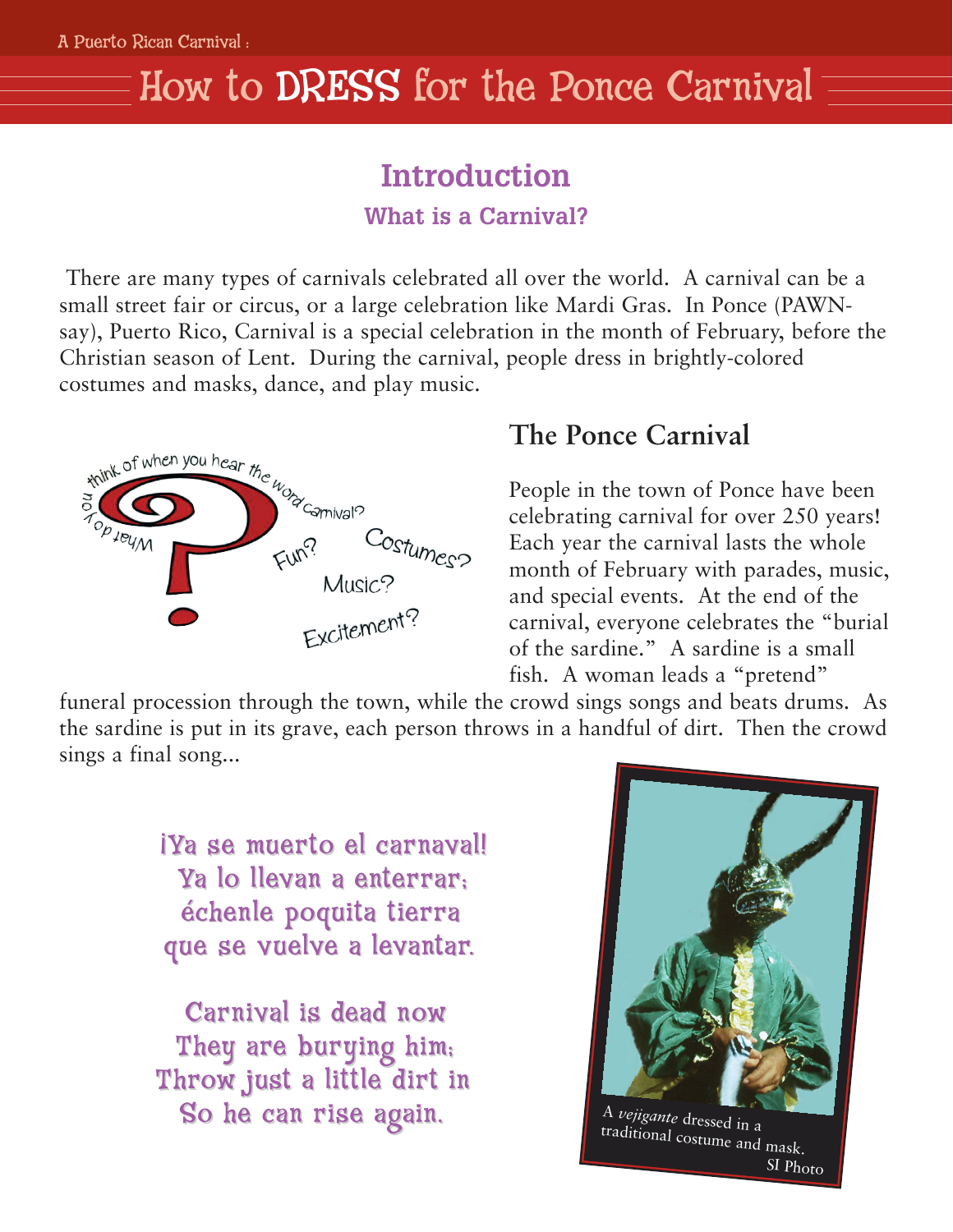# How to DRESS for the Ponce Carnival

## Introduction

### What is a Carnival?

There are many types of carnivals celebrated all over the world. A carnival can be a small street fair or circus, or a large celebration like Mardi Gras. In Ponce (PAWN-say), Puerto Rico, Carnival is a special celebration in the month of February, before the Christian season of Lent. During the carnival, people dress in brightly-colored costumes and masks, dance, and play music.

What do you think of when you hear the word carnival?

Fun?

Costumes?

Music?

Excitement?

## The Ponce Carnival

People in the town of Ponce have been celebrating carnival for over 250 years! Each year the carnival lasts the whole month of February with parades, music, and special events. At the end of the carnival, everyone celebrates the "burial of the sardine." A sardine is a small fish. A woman leads a "pretend" funeral procession through the town, while the crowd sings songs and beats drums. As the sardine is put in its grave, each person throws in a handful of dirt. Then the crowd sings a final song...

¡Ya se muerto el carnaval!
Ya lo llevan a enterrar;
échenle poquita tierra
que se vuelve a levantar.

Carnival is dead now
They are burying him;
Throw just a little dirt in
So he can rise again.

A *vejigante* dressed in a traditional costume and mask.
SI Photo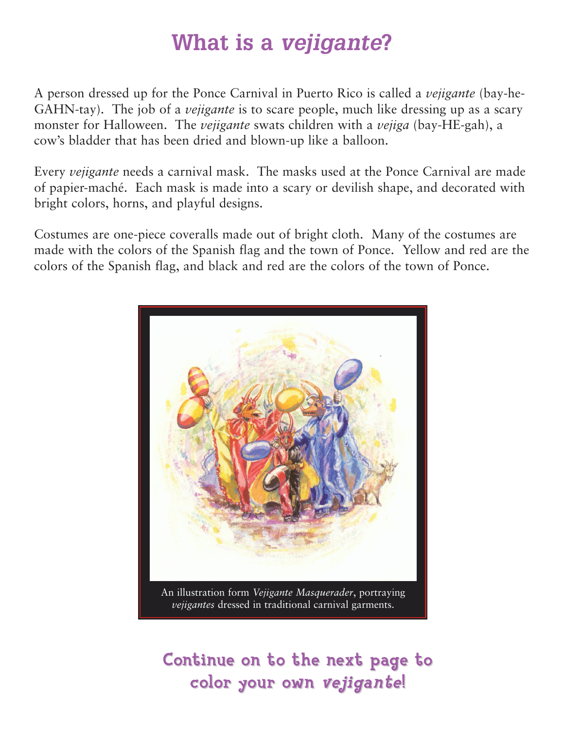# What is a *vejigante*?

A person dressed up for the Ponce Carnival in Puerto Rico is called a *vejigante* (bay-he-GAHN-tay). The job of a *vejigante* is to scare people, much like dressing up as a scary monster for Halloween. The *vejigante* swats children with a *vejiga* (bay-HE-gah), a cow's bladder that has been dried and blown-up like a balloon.

Every *vejigante* needs a carnival mask. The masks used at the Ponce Carnival are made of papier-maché. Each mask is made into a scary or devilish shape, and decorated with bright colors, horns, and playful designs.

Costumes are one-piece coveralls made out of bright cloth. Many of the costumes are made with the colors of the Spanish flag and the town of Ponce. Yellow and red are the colors of the Spanish flag, and black and red are the colors of the town of Ponce.

An illustration form *Vejigante Masquerader*, portraying *vejigantes* dressed in traditional carnival garments.

## Continue on to the next page to color your own *vejigante*!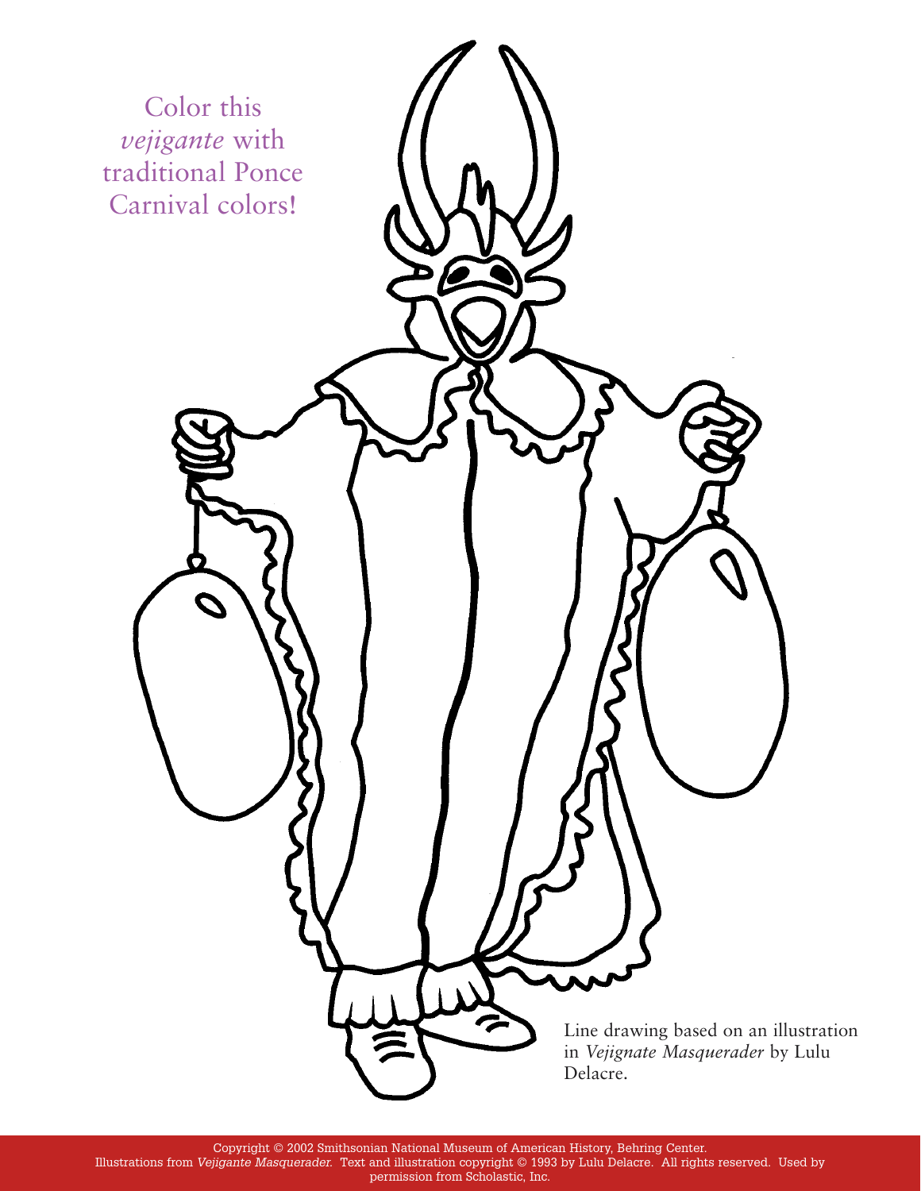Color this *vejigante* with traditional Ponce Carnival colors!

Line drawing based on an illustration in *Vejignate Masquerader* by Lulu Delacre.

Copyright © 2002 Smithsonian National Museum of American History, Behring Center.
Illustrations from *Vejigante Masquerader*. Text and illustration copyright © 1993 by Lulu Delacre. All rights reserved. Used by permission from Scholastic, Inc.